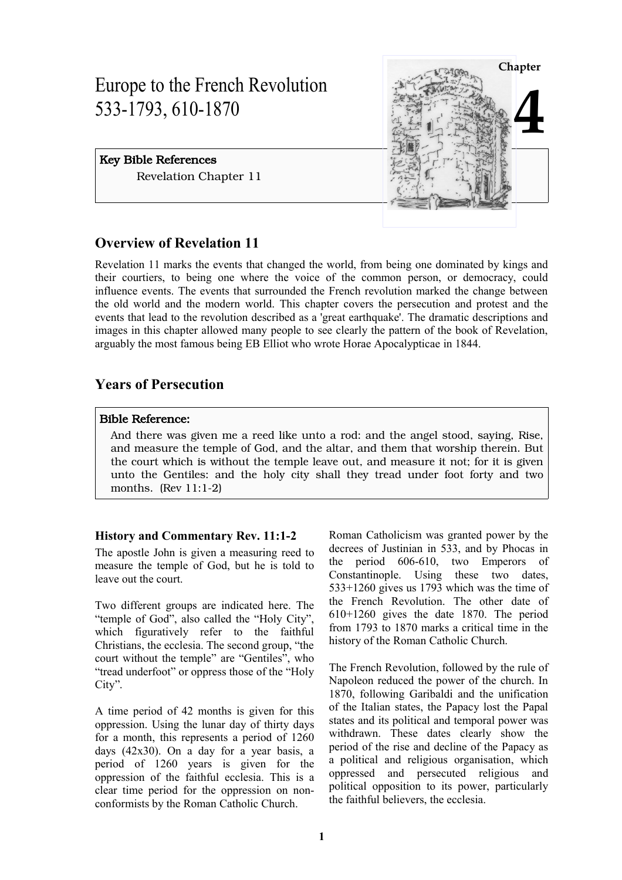Chapter

# 4

# Europe to the French Revolution 533-1793, 610-1870

**Key Bible References**

Revelation Chapter 11

## Overview of Revelation 11

Revelation 11 marks the events that changed the world, from being one dominated by kings and their courtiers, to being one where the voice of the common person, or democracy, could influence events. The events that surrounded the French revolution marked the change between the old world and the modern world. This chapter covers the persecution and protest and the events that lead to the revolution described as a 'great earthquake'. The dramatic descriptions and images in this chapter allowed many people to see clearly the pattern of the book of Revelation, arguably the most famous being EB Elliot who wrote Horae Apocalypticae in 1844.

## Years of Persecution

**Bible Reference:**

And there was given me a reed like unto a rod: and the angel stood, saying, Rise, and measure the temple of God, and the altar, and them that worship therein. But the court which is without the temple leave out, and measure it not; for it is given unto the Gentiles: and the holy city shall they tread under foot forty and two months. (Rev 11:1-2)

### History and Commentary Rev. 11:1-2

The apostle John is given a measuring reed to measure the temple of God, but he is told to leave out the court.

Two different groups are indicated here. The "temple of God", also called the "Holy City", which figuratively refer to the faithful Christians, the ecclesia. The second group, "the court without the temple" are "Gentiles", who "tread underfoot" or oppress those of the "Holy City".

A time period of 42 months is given for this oppression. Using the lunar day of thirty days for a month, this represents a period of 1260 days (42x30). On a day for a year basis, a period of 1260 years is given for the oppression of the faithful ecclesia. This is a clear time period for the oppression on non-conformists by the Roman Catholic Church.

Roman Catholicism was granted power by the decrees of Justinian in 533, and by Phocas in the period 606-610, two Emperors of Constantinople. Using these two dates, 533+1260 gives us 1793 which was the time of the French Revolution. The other date of 610+1260 gives the date 1870. The period from 1793 to 1870 marks a critical time in the history of the Roman Catholic Church.

The French Revolution, followed by the rule of Napoleon reduced the power of the church. In 1870, following Garibaldi and the unification of the Italian states, the Papacy lost the Papal states and its political and temporal power was withdrawn. These dates clearly show the period of the rise and decline of the Papacy as a political and religious organisation, which oppressed and persecuted religious and political opposition to its power, particularly the faithful believers, the ecclesia.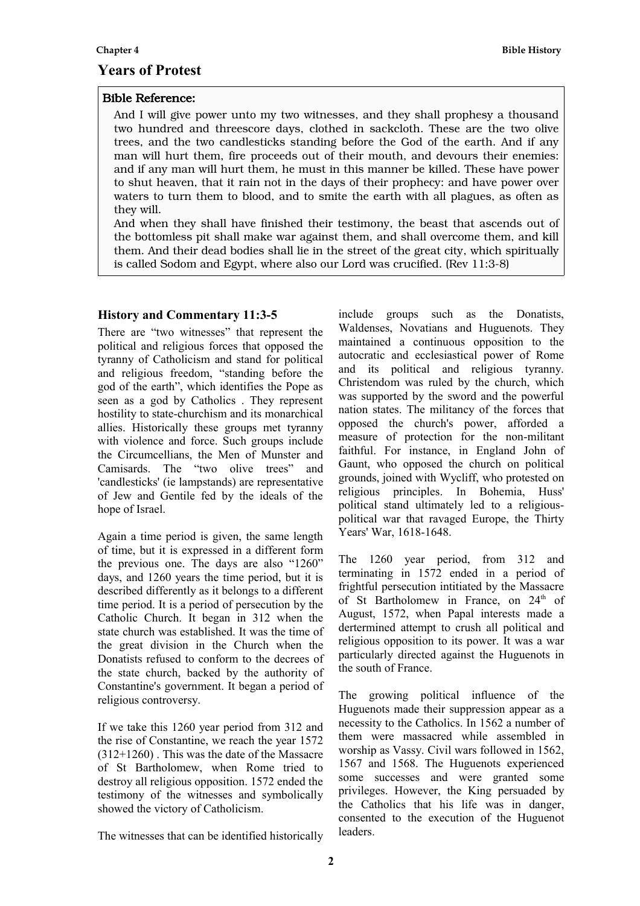## Years of Protest

**Bible Reference:**

And I will give power unto my two witnesses, and they shall prophesy a thousand two hundred and threescore days, clothed in sackcloth. These are the two olive trees, and the two candlesticks standing before the God of the earth. And if any man will hurt them, fire proceeds out of their mouth, and devours their enemies: and if any man will hurt them, he must in this manner be killed. These have power to shut heaven, that it rain not in the days of their prophecy: and have power over waters to turn them to blood, and to smite the earth with all plagues, as often as they will.

And when they shall have finished their testimony, the beast that ascends out of the bottomless pit shall make war against them, and shall overcome them, and kill them. And their dead bodies shall lie in the street of the great city, which spiritually is called Sodom and Egypt, where also our Lord was crucified. (Rev 11:3-8)

### History and Commentary 11:3-5

There are "two witnesses" that represent the political and religious forces that opposed the tyranny of Catholicism and stand for political and religious freedom, "standing before the god of the earth", which identifies the Pope as seen as a god by Catholics . They represent hostility to state-churchism and its monarchical allies. Historically these groups met tyranny with violence and force. Such groups include the Circumcellians, the Men of Munster and Camisards. The "two olive trees" and 'candlesticks' (ie lampstands) are representative of Jew and Gentile fed by the ideals of the hope of Israel.

Again a time period is given, the same length of time, but it is expressed in a different form the previous one. The days are also "1260" days, and 1260 years the time period, but it is described differently as it belongs to a different time period. It is a period of persecution by the Catholic Church. It began in 312 when the state church was established. It was the time of the great division in the Church when the Donatists refused to conform to the decrees of the state church, backed by the authority of Constantine's government. It began a period of religious controversy.

If we take this 1260 year period from 312 and the rise of Constantine, we reach the year 1572 (312+1260) . This was the date of the Massacre of St Bartholomew, when Rome tried to destroy all religious opposition. 1572 ended the testimony of the witnesses and symbolically showed the victory of Catholicism.

The witnesses that can be identified historically include groups such as the Donatists, Waldenses, Novatians and Huguenots. They maintained a continuous opposition to the autocratic and ecclesiastical power of Rome and its political and religious tyranny. Christendom was ruled by the church, which was supported by the sword and the powerful nation states. The militancy of the forces that opposed the church's power, afforded a measure of protection for the non-militant faithful. For instance, in England John of Gaunt, who opposed the church on political grounds, joined with Wycliff, who protested on religious principles. In Bohemia, Huss' political stand ultimately led to a religious-political war that ravaged Europe, the Thirty Years' War, 1618-1648.

The 1260 year period, from 312 and terminating in 1572 ended in a period of frightful persecution intitiated by the Massacre of St Bartholomew in France, on 24th of August, 1572, when Papal interests made a dertermined attempt to crush all political and religious opposition to its power. It was a war particularly directed against the Huguenots in the south of France.

The growing political influence of the Huguenots made their suppression appear as a necessity to the Catholics. In 1562 a number of them were massacred while assembled in worship as Vassy. Civil wars followed in 1562, 1567 and 1568. The Huguenots experienced some successes and were granted some privileges. However, the King persuaded by the Catholics that his life was in danger, consented to the execution of the Huguenot leaders.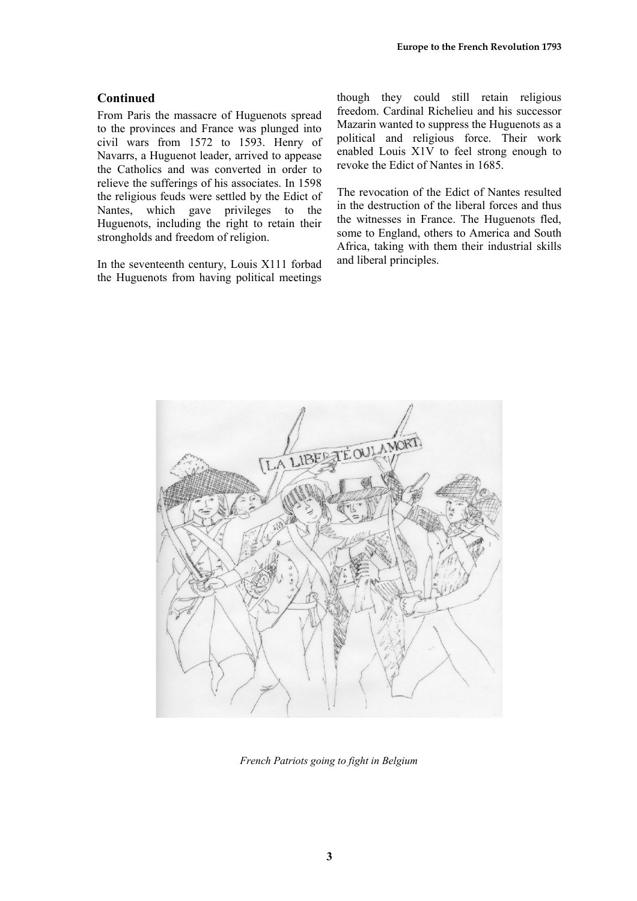## Continued

From Paris the massacre of Huguenots spread to the provinces and France was plunged into civil wars from 1572 to 1593. Henry of Navarrs, a Huguenot leader, arrived to appease the Catholics and was converted in order to relieve the sufferings of his associates. In 1598 the religious feuds were settled by the Edict of Nantes, which gave privileges to the Huguenots, including the right to retain their strongholds and freedom of religion.

In the seventeenth century, Louis X111 forbad the Huguenots from having political meetings though they could still retain religious freedom. Cardinal Richelieu and his successor Mazarin wanted to suppress the Huguenots as a political and religious force. Their work enabled Louis X1V to feel strong enough to revoke the Edict of Nantes in 1685.

The revocation of the Edict of Nantes resulted in the destruction of the liberal forces and thus the witnesses in France. The Huguenots fled, some to England, others to America and South Africa, taking with them their industrial skills and liberal principles.

*French Patriots going to fight in Belgium*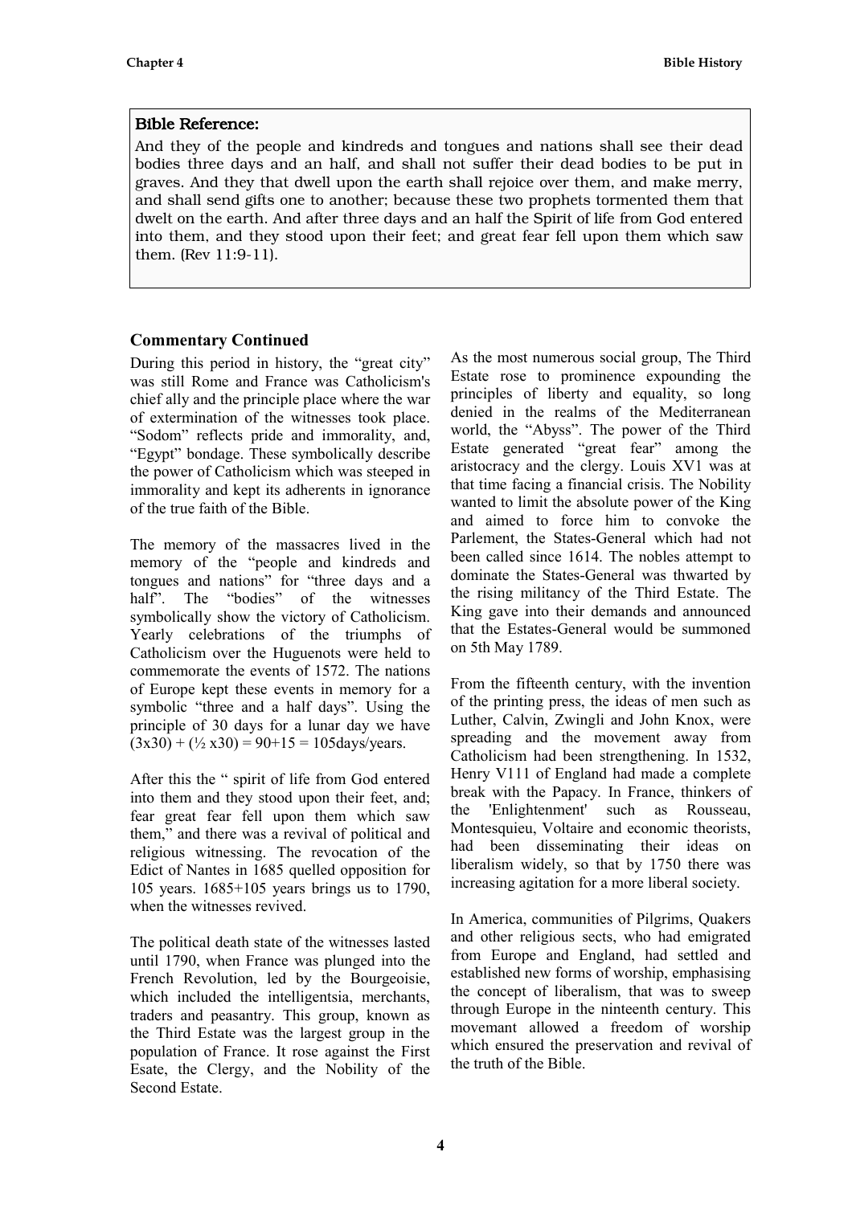**Bible Reference:**

And they of the people and kindreds and tongues and nations shall see their dead bodies three days and an half, and shall not suffer their dead bodies to be put in graves. And they that dwell upon the earth shall rejoice over them, and make merry, and shall send gifts one to another; because these two prophets tormented them that dwelt on the earth. And after three days and an half the Spirit of life from God entered into them, and they stood upon their feet; and great fear fell upon them which saw them. (Rev 11:9-11).

### Commentary Continued

During this period in history, the "great city" was still Rome and France was Catholicism's chief ally and the principle place where the war of extermination of the witnesses took place. "Sodom" reflects pride and immorality, and, "Egypt" bondage. These symbolically describe the power of Catholicism which was steeped in immorality and kept its adherents in ignorance of the true faith of the Bible.

The memory of the massacres lived in the memory of the "people and kindreds and tongues and nations" for "three days and a half". The "bodies" of the witnesses symbolically show the victory of Catholicism. Yearly celebrations of the triumphs of Catholicism over the Huguenots were held to commemorate the events of 1572. The nations of Europe kept these events in memory for a symbolic "three and a half days". Using the principle of 30 days for a lunar day we have $(3\text{x}30) + (½ \text{x}30) = 90+15 = 105$days/years.

After this the " spirit of life from God entered into them and they stood upon their feet, and; fear great fear fell upon them which saw them," and there was a revival of political and religious witnessing. The revocation of the Edict of Nantes in 1685 quelled opposition for 105 years. 1685+105 years brings us to 1790, when the witnesses revived.

The political death state of the witnesses lasted until 1790, when France was plunged into the French Revolution, led by the Bourgeoisie, which included the intelligentsia, merchants, traders and peasantry. This group, known as the Third Estate was the largest group in the population of France. It rose against the First Esate, the Clergy, and the Nobility of the Second Estate.

As the most numerous social group, The Third Estate rose to prominence expounding the principles of liberty and equality, so long denied in the realms of the Mediterranean world, the "Abyss". The power of the Third Estate generated "great fear" among the aristocracy and the clergy. Louis XV1 was at that time facing a financial crisis. The Nobility wanted to limit the absolute power of the King and aimed to force him to convoke the Parlement, the States-General which had not been called since 1614. The nobles attempt to dominate the States-General was thwarted by the rising militancy of the Third Estate. The King gave into their demands and announced that the Estates-General would be summoned on 5th May 1789.

From the fifteenth century, with the invention of the printing press, the ideas of men such as Luther, Calvin, Zwingli and John Knox, were spreading and the movement away from Catholicism had been strengthening. In 1532, Henry V111 of England had made a complete break with the Papacy. In France, thinkers of the 'Enlightenment' such as Rousseau, Montesquieu, Voltaire and economic theorists, had been disseminating their ideas on liberalism widely, so that by 1750 there was increasing agitation for a more liberal society.

In America, communities of Pilgrims, Quakers and other religious sects, who had emigrated from Europe and England, had settled and established new forms of worship, emphasising the concept of liberalism, that was to sweep through Europe in the ninteenth century. This movemant allowed a freedom of worship which ensured the preservation and revival of the truth of the Bible.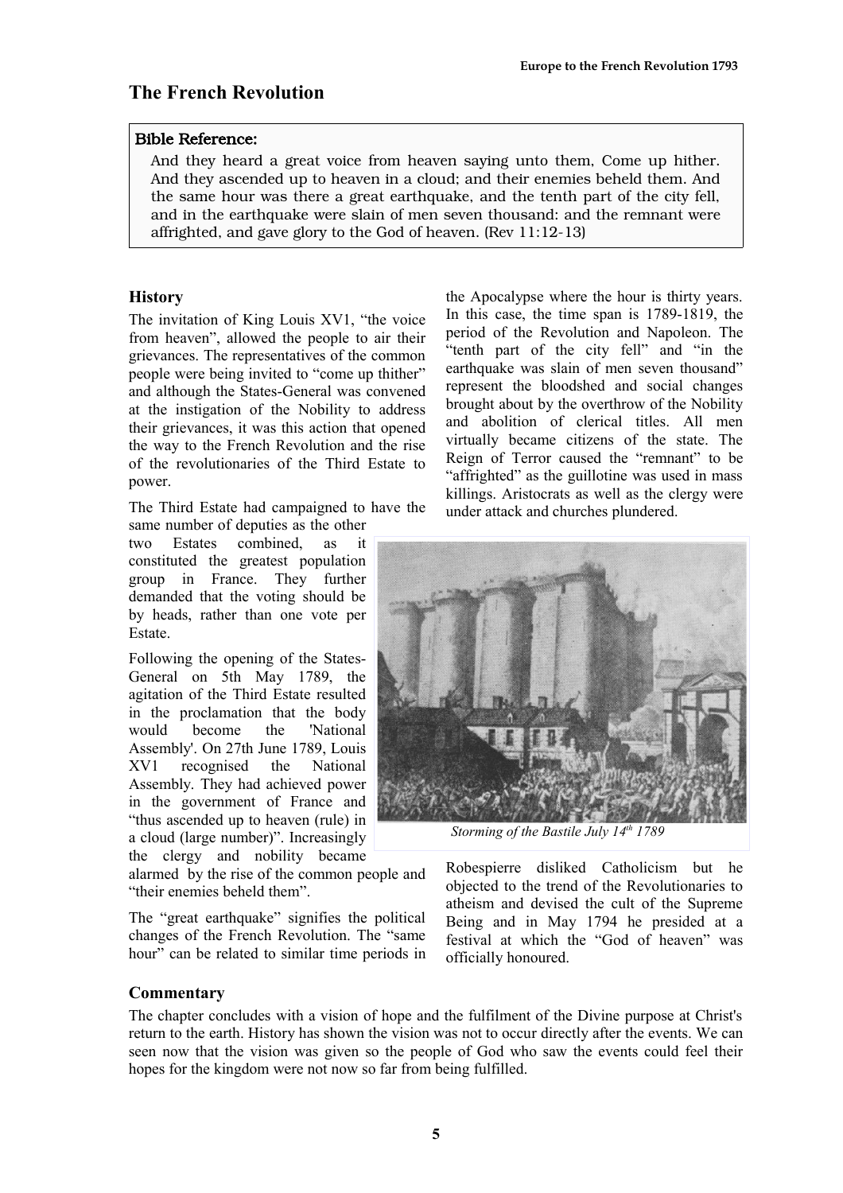# The French Revolution

**Bible Reference:**

And they heard a great voice from heaven saying unto them, Come up hither. And they ascended up to heaven in a cloud; and their enemies beheld them. And the same hour was there a great earthquake, and the tenth part of the city fell, and in the earthquake were slain of men seven thousand: and the remnant were affrighted, and gave glory to the God of heaven. (Rev 11:12-13)

## History

The invitation of King Louis XV1, "the voice from heaven", allowed the people to air their grievances. The representatives of the common people were being invited to "come up thither" and although the States-General was convened at the instigation of the Nobility to address their grievances, it was this action that opened the way to the French Revolution and the rise of the revolutionaries of the Third Estate to power.

The Third Estate had campaigned to have the same number of deputies as the other two Estates combined, as it constituted the greatest population group in France. They further demanded that the voting should be by heads, rather than one vote per Estate.

Following the opening of the States-General on 5th May 1789, the agitation of the Third Estate resulted in the proclamation that the body would become the 'National Assembly'. On 27th June 1789, Louis XV1 recognised the National Assembly. They had achieved power in the government of France and "thus ascended up to heaven (rule) in a cloud (large number)". Increasingly the clergy and nobility became alarmed by the rise of the common people and "their enemies beheld them".

The "great earthquake" signifies the political changes of the French Revolution. The "same hour" can be related to similar time periods in the Apocalypse where the hour is thirty years. In this case, the time span is 1789-1819, the period of the Revolution and Napoleon. The "tenth part of the city fell" and "in the earthquake was slain of men seven thousand" represent the bloodshed and social changes brought about by the overthrow of the Nobility and abolition of clerical titles. All men virtually became citizens of the state. The Reign of Terror caused the "remnant" to be "affrighted" as the guillotine was used in mass killings. Aristocrats as well as the clergy were under attack and churches plundered.

*Storming of the Bastile July 14th 1789*

Robespierre disliked Catholicism but he objected to the trend of the Revolutionaries to atheism and devised the cult of the Supreme Being and in May 1794 he presided at a festival at which the "God of heaven" was officially honoured.

## Commentary

The chapter concludes with a vision of hope and the fulfilment of the Divine purpose at Christ's return to the earth. History has shown the vision was not to occur directly after the events. We can seen now that the vision was given so the people of God who saw the events could feel their hopes for the kingdom were not now so far from being fulfilled.